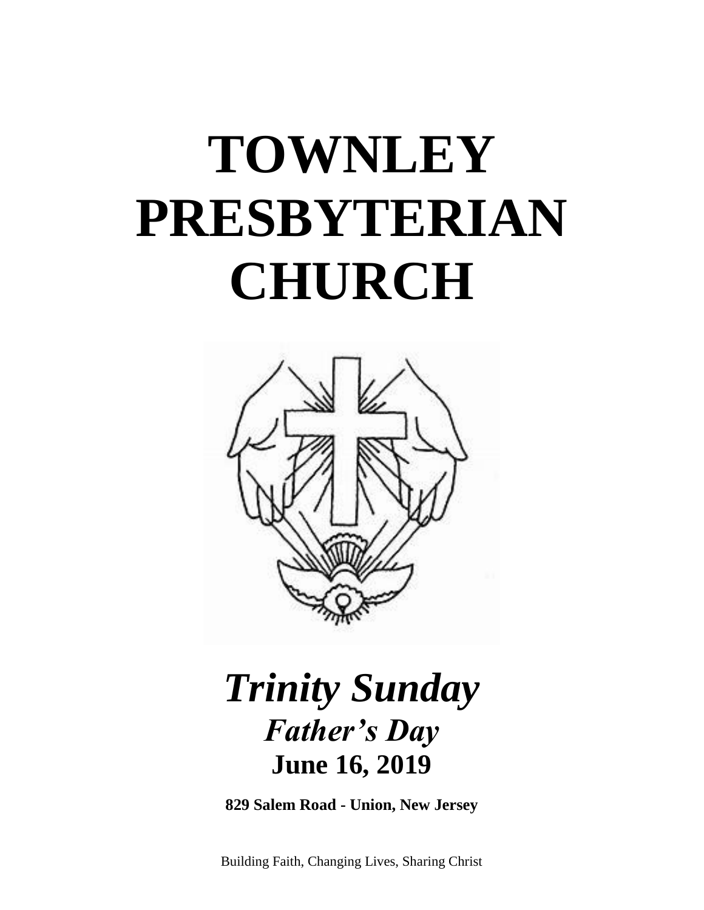# TOWNLEY PRESBYTERIAN CHURCH

## *Trinity Sunday*

### *Father's Day*

### June 16, 2019

**829 Salem Road - Union, New Jersey**

Building Faith, Changing Lives, Sharing Christ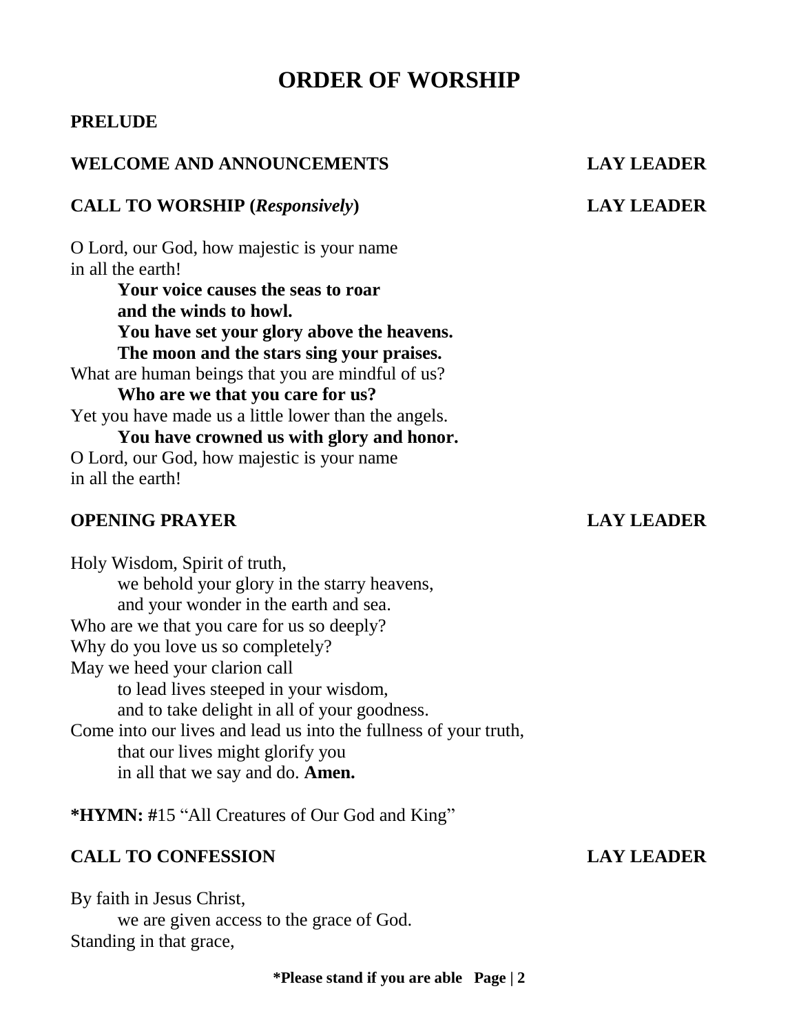# ORDER OF WORSHIP

**PRELUDE**

**WELCOME AND ANNOUNCEMENTS** **LAY LEADER**

**CALL TO WORSHIP (*Responsively*)** **LAY LEADER**

O Lord, our God, how majestic is your name
in all the earth!

**Your voice causes the seas to roar**
**and the winds to howl.**
**You have set your glory above the heavens.**
**The moon and the stars sing your praises.**

What are human beings that you are mindful of us?

**Who are we that you care for us?**

Yet you have made us a little lower than the angels.

**You have crowned us with glory and honor.**

O Lord, our God, how majestic is your name
in all the earth!

**OPENING PRAYER** **LAY LEADER**

Holy Wisdom, Spirit of truth,
we behold your glory in the starry heavens,
and your wonder in the earth and sea.
Who are we that you care for us so deeply?
Why do you love us so completely?
May we heed your clarion call
to lead lives steeped in your wisdom,
and to take delight in all of your goodness.
Come into our lives and lead us into the fullness of your truth,
that our lives might glorify you
in all that we say and do. **Amen.**

**\*HYMN: #**15 "All Creatures of Our God and King"

**CALL TO CONFESSION** **LAY LEADER**

By faith in Jesus Christ,
we are given access to the grace of God.
Standing in that grace,

**\*Please stand if you are able**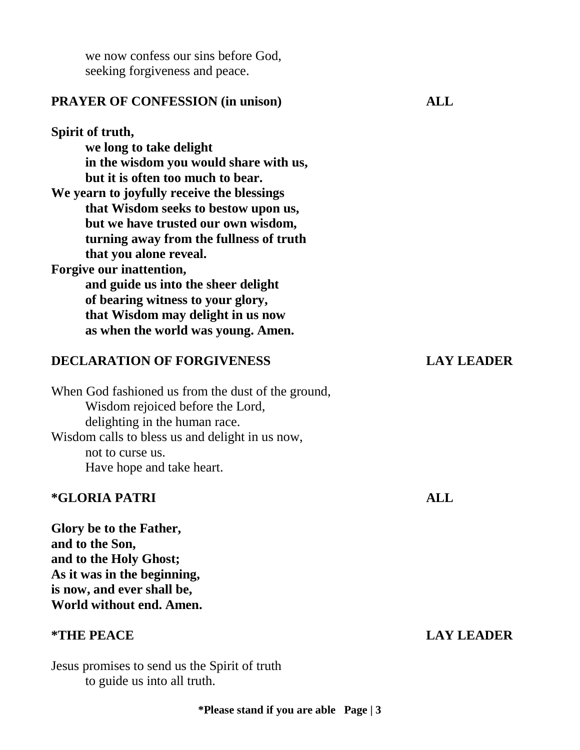we now confess our sins before God,
seeking forgiveness and peace.

**PRAYER OF CONFESSION (in unison) ALL**

**Spirit of truth,**
**we long to take delight**
**in the wisdom you would share with us,**
**but it is often too much to bear.**
**We yearn to joyfully receive the blessings**
**that Wisdom seeks to bestow upon us,**
**but we have trusted our own wisdom,**
**turning away from the fullness of truth**
**that you alone reveal.**
**Forgive our inattention,**
**and guide us into the sheer delight**
**of bearing witness to your glory,**
**that Wisdom may delight in us now**
**as when the world was young. Amen.**

**DECLARATION OF FORGIVENESS LAY LEADER**

When God fashioned us from the dust of the ground,
Wisdom rejoiced before the Lord,
delighting in the human race.
Wisdom calls to bless us and delight in us now,
not to curse us.
Have hope and take heart.

**\*GLORIA PATRI ALL**

**Glory be to the Father,**
**and to the Son,**
**and to the Holy Ghost;**
**As it was in the beginning,**
**is now, and ever shall be,**
**World without end. Amen.**

**\*THE PEACE LAY LEADER**

Jesus promises to send us the Spirit of truth
to guide us into all truth.

**\*Please stand if you are able**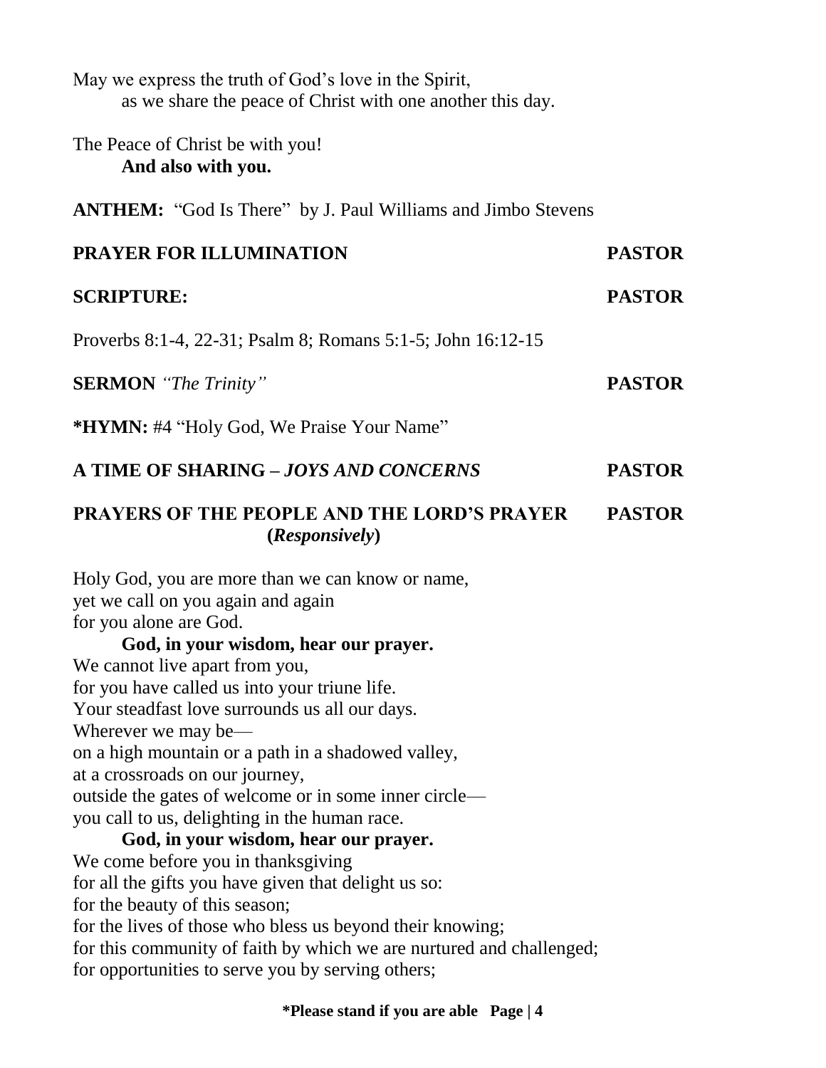May we express the truth of God's love in the Spirit,
as we share the peace of Christ with one another this day.

The Peace of Christ be with you!
**And also with you.**

**ANTHEM:** "God Is There" by J. Paul Williams and Jimbo Stevens

**PRAYER FOR ILLUMINATION** **PASTOR**

**SCRIPTURE:** **PASTOR**

Proverbs 8:1-4, 22-31; Psalm 8; Romans 5:1-5; John 16:12-15

**SERMON** *"The Trinity"* **PASTOR**

**\*HYMN:** #4 "Holy God, We Praise Your Name"

**A TIME OF SHARING –** ***JOYS AND CONCERNS*** **PASTOR**

**PRAYERS OF THE PEOPLE AND THE LORD'S PRAYER (*Responsively*)** **PASTOR**

Holy God, you are more than we can know or name,
yet we call on you again and again
for you alone are God.
**God, in your wisdom, hear our prayer.**
We cannot live apart from you,
for you have called us into your triune life.
Your steadfast love surrounds us all our days.
Wherever we may be—
on a high mountain or a path in a shadowed valley,
at a crossroads on our journey,
outside the gates of welcome or in some inner circle—
you call to us, delighting in the human race.
**God, in your wisdom, hear our prayer.**
We come before you in thanksgiving
for all the gifts you have given that delight us so:
for the beauty of this season;
for the lives of those who bless us beyond their knowing;
for this community of faith by which we are nurtured and challenged;
for opportunities to serve you by serving others;

**\*Please stand if you are able**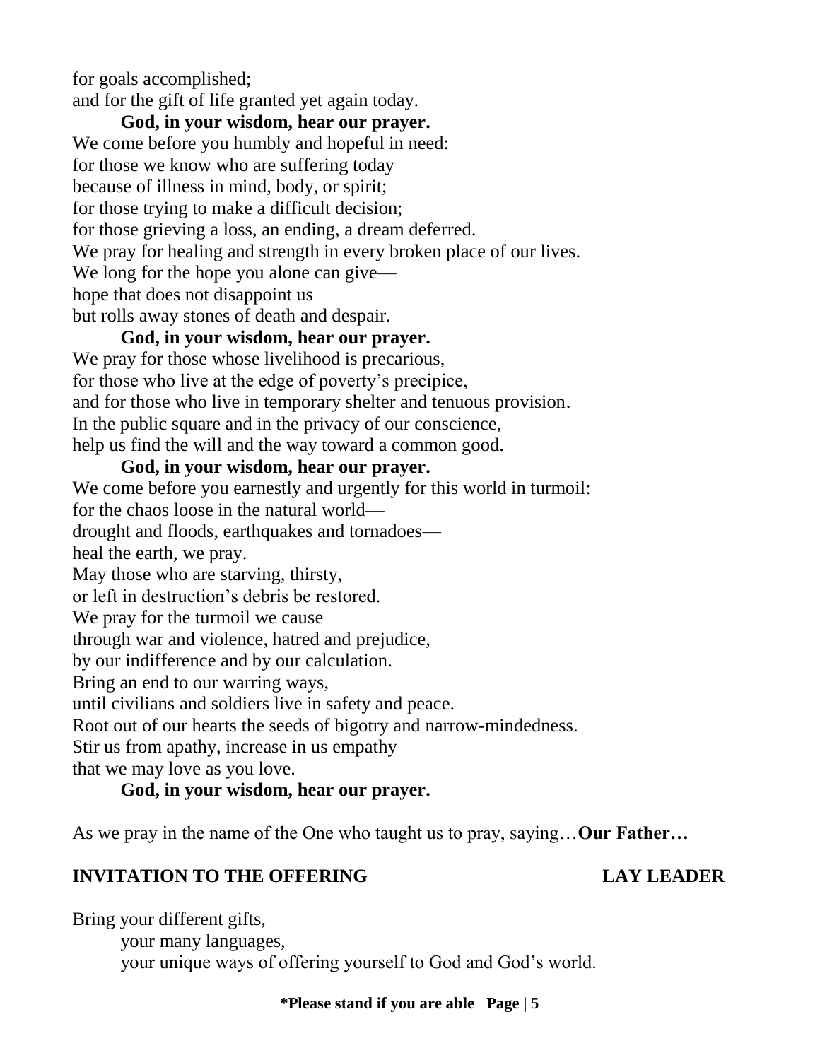for goals accomplished;
and for the gift of life granted yet again today.

**God, in your wisdom, hear our prayer.**

We come before you humbly and hopeful in need:
for those we know who are suffering today
because of illness in mind, body, or spirit;
for those trying to make a difficult decision;
for those grieving a loss, an ending, a dream deferred.
We pray for healing and strength in every broken place of our lives.
We long for the hope you alone can give—
hope that does not disappoint us
but rolls away stones of death and despair.

**God, in your wisdom, hear our prayer.**

We pray for those whose livelihood is precarious,
for those who live at the edge of poverty's precipice,
and for those who live in temporary shelter and tenuous provision.
In the public square and in the privacy of our conscience,
help us find the will and the way toward a common good.

**God, in your wisdom, hear our prayer.**

We come before you earnestly and urgently for this world in turmoil:
for the chaos loose in the natural world—
drought and floods, earthquakes and tornadoes—
heal the earth, we pray.
May those who are starving, thirsty,
or left in destruction's debris be restored.
We pray for the turmoil we cause
through war and violence, hatred and prejudice,
by our indifference and by our calculation.
Bring an end to our warring ways,
until civilians and soldiers live in safety and peace.
Root out of our hearts the seeds of bigotry and narrow-mindedness.
Stir us from apathy, increase in us empathy
that we may love as you love.

**God, in your wisdom, hear our prayer.**

As we pray in the name of the One who taught us to pray, saying…**Our Father…**

## INVITATION TO THE OFFERING — LAY LEADER

Bring your different gifts,
your many languages,
your unique ways of offering yourself to God and God's world.

**\*Please stand if you are able**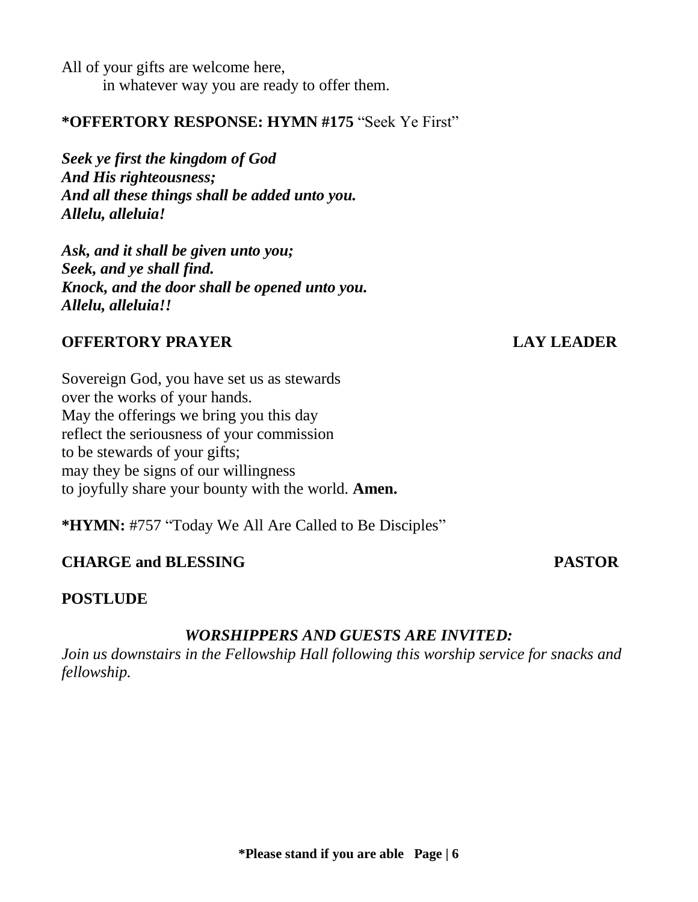All of your gifts are welcome here,
in whatever way you are ready to offer them.

**\*OFFERTORY RESPONSE: HYMN #175** "Seek Ye First"

***Seek ye first the kingdom of God***
***And His righteousness;***
***And all these things shall be added unto you.***
***Allelu, alleluia!***

***Ask, and it shall be given unto you;***
***Seek, and ye shall find.***
***Knock, and the door shall be opened unto you.***
***Allelu, alleluia!!***

**OFFERTORY PRAYER** **LAY LEADER**

Sovereign God, you have set us as stewards
over the works of your hands.
May the offerings we bring you this day
reflect the seriousness of your commission
to be stewards of your gifts;
may they be signs of our willingness
to joyfully share your bounty with the world. **Amen.**

**\*HYMN:** #757 "Today We All Are Called to Be Disciples"

**CHARGE and BLESSING** **PASTOR**

**POSTLUDE**

***WORSHIPPERS AND GUESTS ARE INVITED:***

*Join us downstairs in the Fellowship Hall following this worship service for snacks and fellowship.*

**\*Please stand if you are able**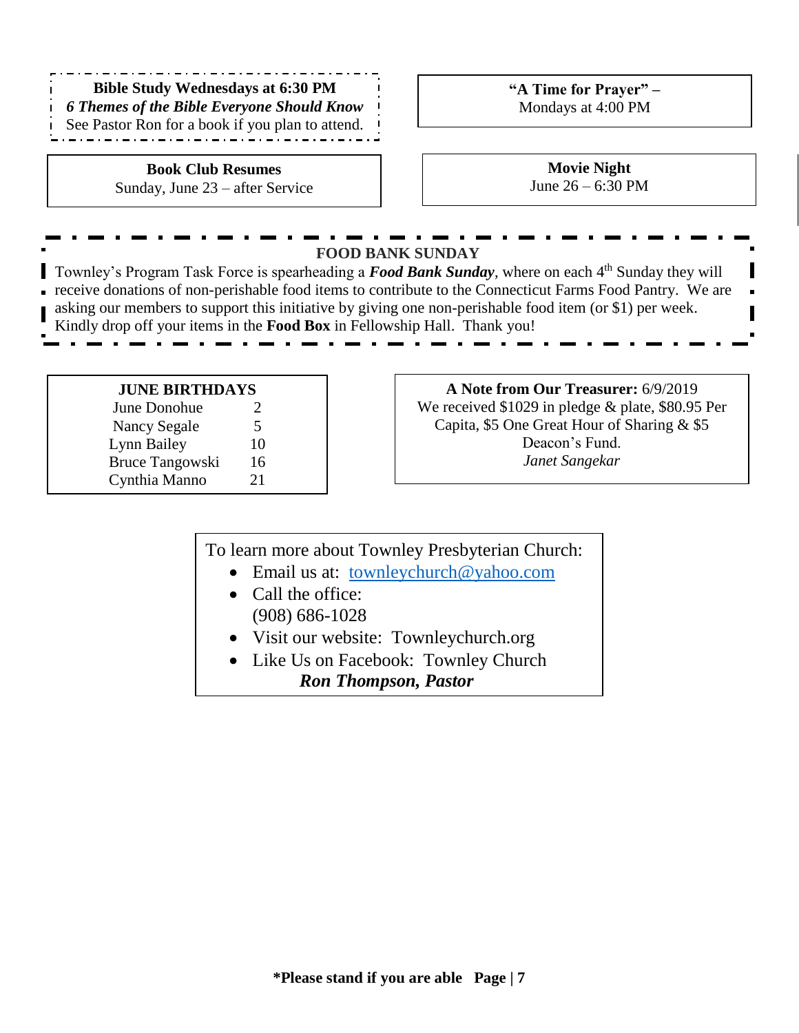**Bible Study Wednesdays at 6:30 PM**
***6 Themes of the Bible Everyone Should Know***
See Pastor Ron for a book if you plan to attend.

**"A Time for Prayer" –**
Mondays at 4:00 PM

**Book Club Resumes**
Sunday, June 23 – after Service

**Movie Night**
June 26 – 6:30 PM

**FOOD BANK SUNDAY**

Townley's Program Task Force is spearheading a ***Food Bank Sunday***, where on each 4th Sunday they will receive donations of non-perishable food items to contribute to the Connecticut Farms Food Pantry. We are asking our members to support this initiative by giving one non-perishable food item (or $1) per week. Kindly drop off your items in the **Food Box** in Fellowship Hall. Thank you!

**JUNE BIRTHDAYS**

| | |
|---|---|
| June Donohue | 2 |
| Nancy Segale | 5 |
| Lynn Bailey | 10 |
| Bruce Tangowski | 16 |
| Cynthia Manno | 21 |

**A Note from Our Treasurer:** 6/9/2019
We received $1029 in pledge & plate, $80.95 Per Capita, $5 One Great Hour of Sharing & $5 Deacon's Fund.
*Janet Sangekar*

To learn more about Townley Presbyterian Church:

- Email us at: townleychurch@yahoo.com
- Call the office: (908) 686-1028
- Visit our website: Townleychurch.org
- Like Us on Facebook: Townley Church

***Ron Thompson, Pastor***

**\*Please stand if you are able**